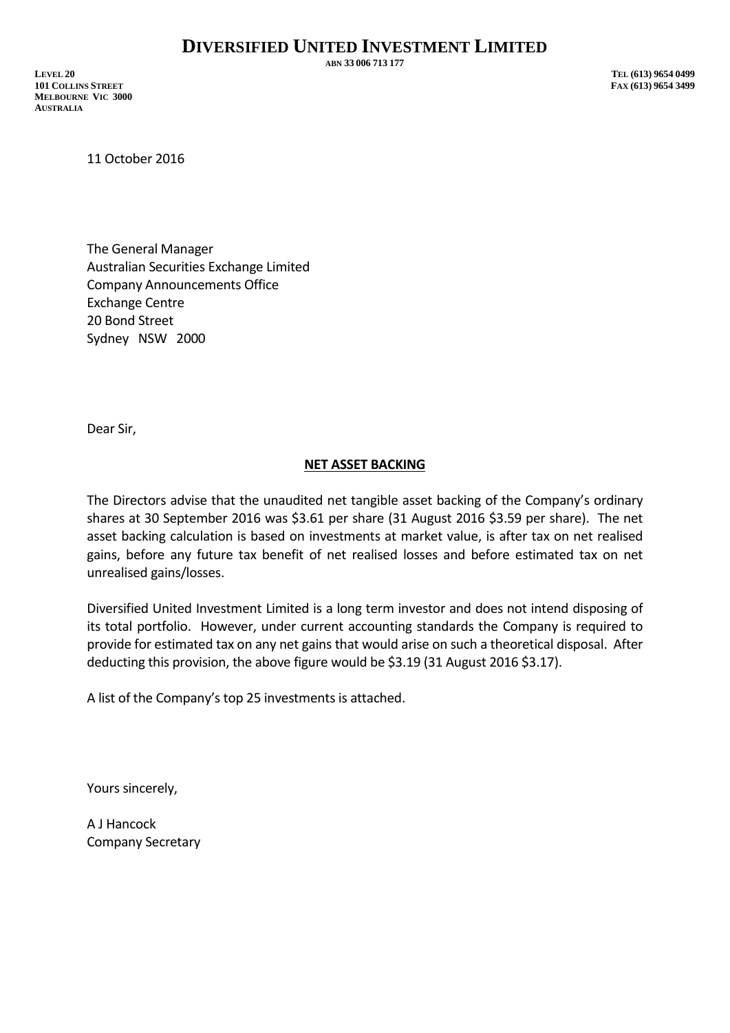# DIVERSIFIED UNITED INVESTMENT LIMITED

ABN 33 006 713 177

LEVEL 20
101 COLLINS STREET
MELBOURNE VIC 3000
AUSTRALIA

TEL (613) 9654 0499
FAX (613) 9654 3499

11 October 2016

The General Manager
Australian Securities Exchange Limited
Company Announcements Office
Exchange Centre
20 Bond Street
Sydney NSW 2000

Dear Sir,

**NET ASSET BACKING**

The Directors advise that the unaudited net tangible asset backing of the Company's ordinary shares at 30 September 2016 was $3.61 per share (31 August 2016 $3.59 per share). The net asset backing calculation is based on investments at market value, is after tax on net realised gains, before any future tax benefit of net realised losses and before estimated tax on net unrealised gains/losses.

Diversified United Investment Limited is a long term investor and does not intend disposing of its total portfolio. However, under current accounting standards the Company is required to provide for estimated tax on any net gains that would arise on such a theoretical disposal. After deducting this provision, the above figure would be $3.19 (31 August 2016 $3.17).

A list of the Company's top 25 investments is attached.

Yours sincerely,

A J Hancock
Company Secretary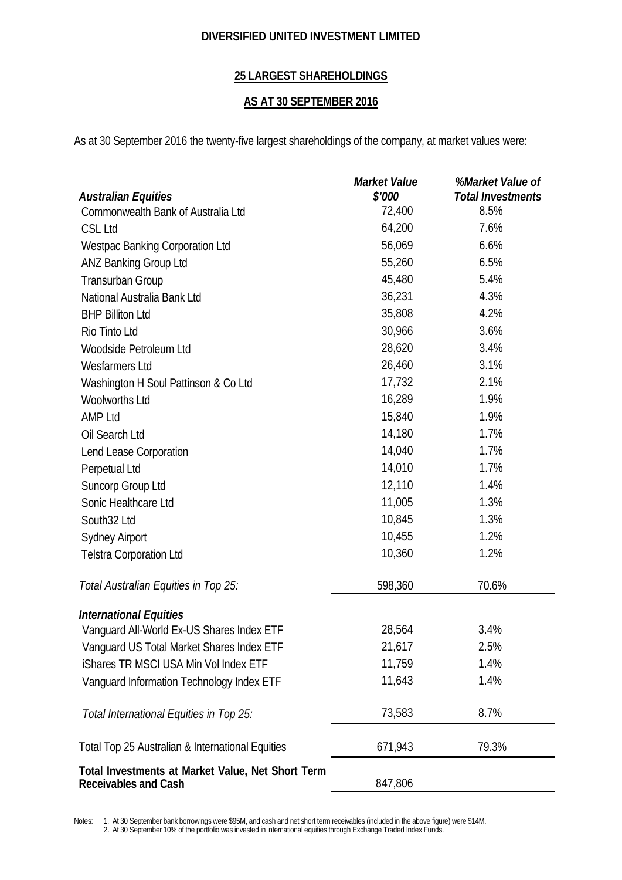**DIVERSIFIED UNITED INVESTMENT LIMITED**

**25 LARGEST SHAREHOLDINGS**

**AS AT 30 SEPTEMBER 2016**

As at 30 September 2016 the twenty-five largest shareholdings of the company, at market values were:

| ***Australian Equities*** | ***Market Value $'000*** | ***%Market Value of Total Investments*** |
|---|---|---|
| Commonwealth Bank of Australia Ltd | 72,400 | 8.5% |
| CSL Ltd | 64,200 | 7.6% |
| Westpac Banking Corporation Ltd | 56,069 | 6.6% |
| ANZ Banking Group Ltd | 55,260 | 6.5% |
| Transurban Group | 45,480 | 5.4% |
| National Australia Bank Ltd | 36,231 | 4.3% |
| BHP Billiton Ltd | 35,808 | 4.2% |
| Rio Tinto Ltd | 30,966 | 3.6% |
| Woodside Petroleum Ltd | 28,620 | 3.4% |
| Wesfarmers Ltd | 26,460 | 3.1% |
| Washington H Soul Pattinson & Co Ltd | 17,732 | 2.1% |
| Woolworths Ltd | 16,289 | 1.9% |
| AMP Ltd | 15,840 | 1.9% |
| Oil Search Ltd | 14,180 | 1.7% |
| Lend Lease Corporation | 14,040 | 1.7% |
| Perpetual Ltd | 14,010 | 1.7% |
| Suncorp Group Ltd | 12,110 | 1.4% |
| Sonic Healthcare Ltd | 11,005 | 1.3% |
| South32 Ltd | 10,845 | 1.3% |
| Sydney Airport | 10,455 | 1.2% |
| Telstra Corporation Ltd | 10,360 | 1.2% |
| *Total Australian Equities in Top 25:* | 598,360 | 70.6% |
| ***International Equities*** | | |
| Vanguard All-World Ex-US Shares Index ETF | 28,564 | 3.4% |
| Vanguard US Total Market Shares Index ETF | 21,617 | 2.5% |
| iShares TR MSCI USA Min Vol Index ETF | 11,759 | 1.4% |
| Vanguard Information Technology Index ETF | 11,643 | 1.4% |
| *Total International Equities in Top 25:* | 73,583 | 8.7% |
| Total Top 25 Australian & International Equities | 671,943 | 79.3% |
| **Total Investments at Market Value, Net Short Term Receivables and Cash** | 847,806 | |

Notes: 1. At 30 September bank borrowings were $95M, and cash and net short term receivables (included in the above figure) were $14M.
2. At 30 September 10% of the portfolio was invested in international equities through Exchange Traded Index Funds.